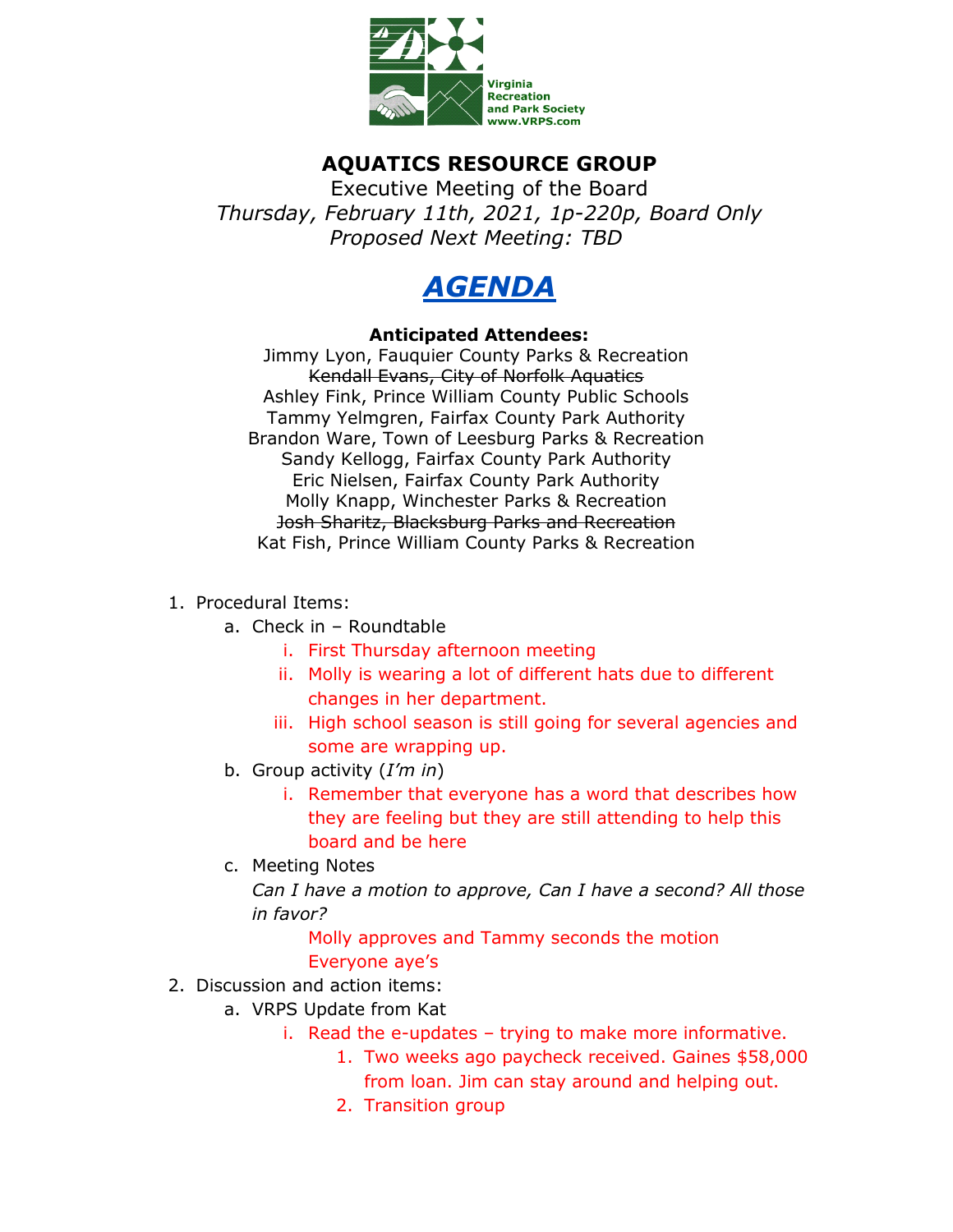Virginia Recreation and Park Society www.VRPS.com

# AQUATICS RESOURCE GROUP

Executive Meeting of the Board

*Thursday, February 11th, 2021, 1p-220p, Board Only*

*Proposed Next Meeting: TBD*

## ***AGENDA***

**Anticipated Attendees:**

Jimmy Lyon, Fauquier County Parks & Recreation
~~Kendall Evans, City of Norfolk Aquatics~~
Ashley Fink, Prince William County Public Schools
Tammy Yelmgren, Fairfax County Park Authority
Brandon Ware, Town of Leesburg Parks & Recreation
Sandy Kellogg, Fairfax County Park Authority
Eric Nielsen, Fairfax County Park Authority
Molly Knapp, Winchester Parks & Recreation
~~Josh Sharitz, Blacksburg Parks and Recreation~~
Kat Fish, Prince William County Parks & Recreation

1. Procedural Items:
   a. Check in – Roundtable
      i. First Thursday afternoon meeting
      ii. Molly is wearing a lot of different hats due to different changes in her department.
      iii. High school season is still going for several agencies and some are wrapping up.
   b. Group activity (*I'm in*)
      i. Remember that everyone has a word that describes how they are feeling but they are still attending to help this board and be here
   c. Meeting Notes

      *Can I have a motion to approve, Can I have a second? All those in favor?*

      Molly approves and Tammy seconds the motion
      Everyone aye's
2. Discussion and action items:
   a. VRPS Update from Kat
      i. Read the e-updates – trying to make more informative.
         1. Two weeks ago paycheck received. Gaines $58,000 from loan. Jim can stay around and helping out.
         2. Transition group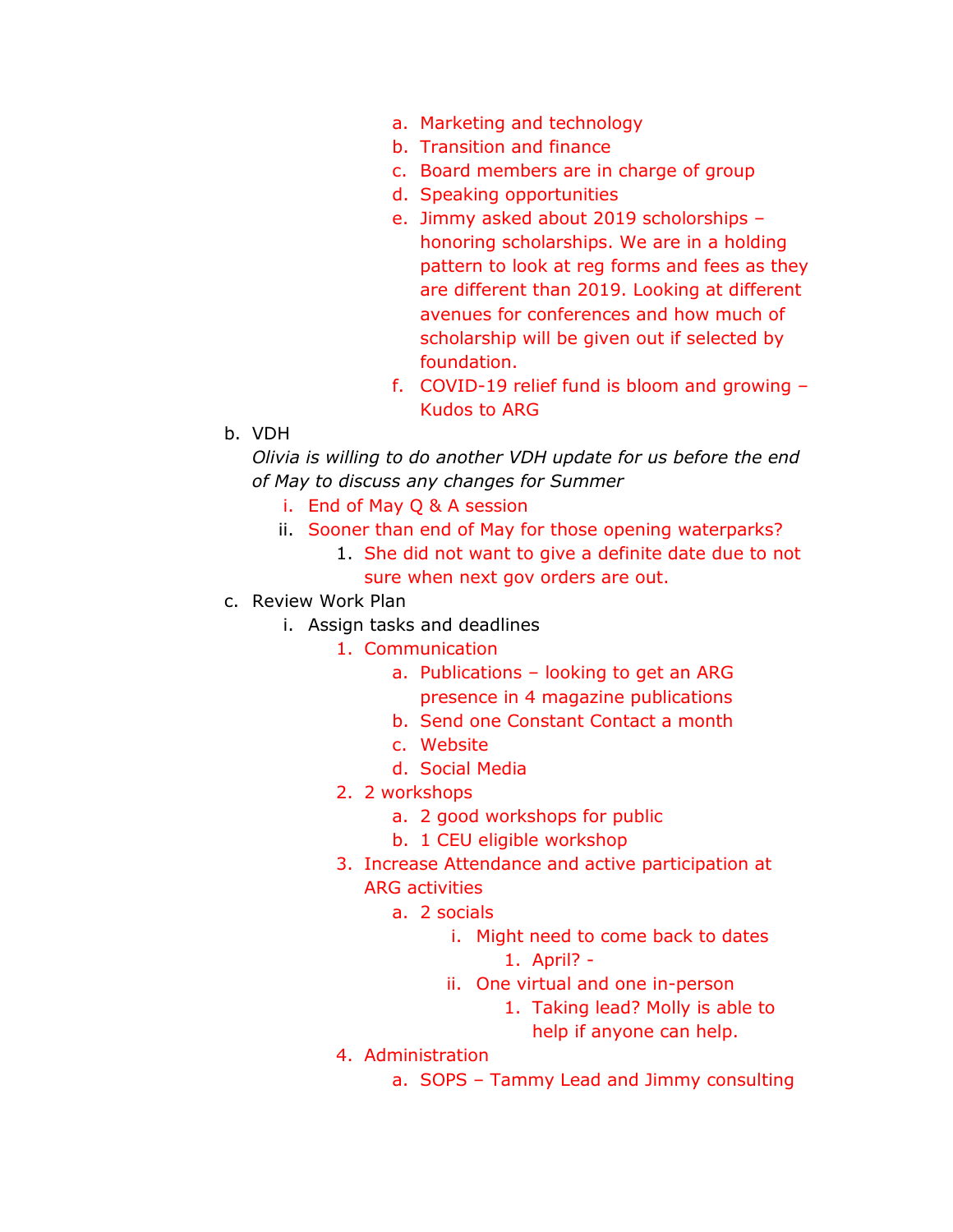- a. Marketing and technology
            - b. Transition and finance
            - c. Board members are in charge of group
            - d. Speaking opportunities
            - e. Jimmy asked about 2019 scholorships – honoring scholarships. We are in a holding pattern to look at reg forms and fees as they are different than 2019. Looking at different avenues for conferences and how much of scholarship will be given out if selected by foundation.
            - f. COVID-19 relief fund is bloom and growing – Kudos to ARG

- b. VDH

  *Olivia is willing to do another VDH update for us before the end of May to discuss any changes for Summer*

    - i. End of May Q & A session
    - ii. Sooner than end of May for those opening waterparks?
        1. She did not want to give a definite date due to not sure when next gov orders are out.

- c. Review Work Plan
    - i. Assign tasks and deadlines
        1. Communication
            - a. Publications – looking to get an ARG presence in 4 magazine publications
            - b. Send one Constant Contact a month
            - c. Website
            - d. Social Media
        2. 2 workshops
            - a. 2 good workshops for public
            - b. 1 CEU eligible workshop
        3. Increase Attendance and active participation at ARG activities
            - a. 2 socials
                - i. Might need to come back to dates
                    1. April? -
                - ii. One virtual and one in-person
                    1. Taking lead? Molly is able to help if anyone can help.
        4. Administration
            - a. SOPS – Tammy Lead and Jimmy consulting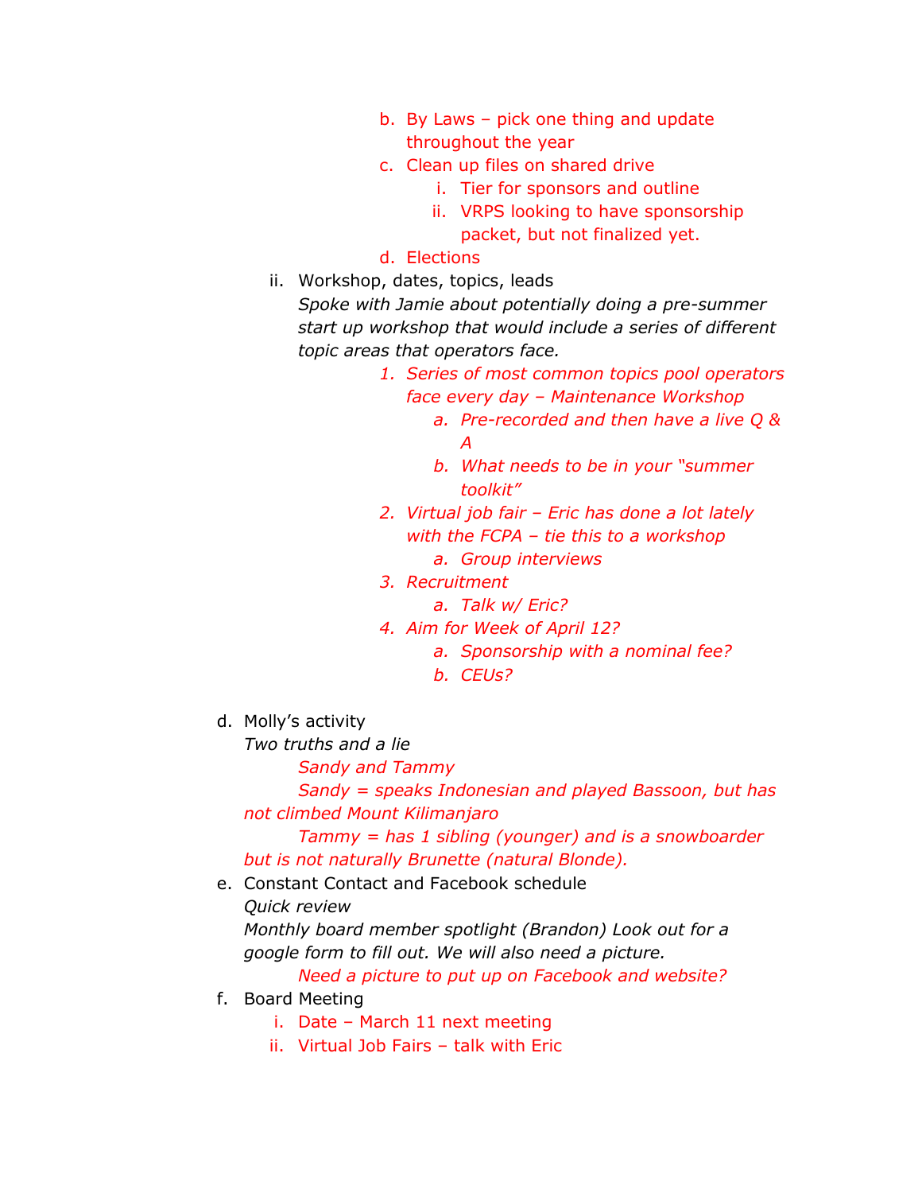b. By Laws – pick one thing and update throughout the year
      c. Clean up files on shared drive
         i. Tier for sponsors and outline
         ii. VRPS looking to have sponsorship packet, but not finalized yet.
      d. Elections
   ii. Workshop, dates, topics, leads
   *Spoke with Jamie about potentially doing a pre-summer start up workshop that would include a series of different topic areas that operators face.*
      1. *Series of most common topics pool operators face every day – Maintenance Workshop*
         a. *Pre-recorded and then have a live Q & A*
         b. *What needs to be in your "summer toolkit"*
      2. *Virtual job fair – Eric has done a lot lately with the FCPA – tie this to a workshop*
         a. *Group interviews*
      3. *Recruitment*
         a. *Talk w/ Eric?*
      4. *Aim for Week of April 12?*
         a. *Sponsorship with a nominal fee?*
         b. *CEUs?*

d. Molly's activity
   *Two truths and a lie*
      *Sandy and Tammy*
      *Sandy = speaks Indonesian and played Bassoon, but has not climbed Mount Kilimanjaro*
      *Tammy = has 1 sibling (younger) and is a snowboarder but is not naturally Brunette (natural Blonde).*
e. Constant Contact and Facebook schedule
   *Quick review*
   *Monthly board member spotlight (Brandon) Look out for a google form to fill out. We will also need a picture.*
      *Need a picture to put up on Facebook and website?*
f. Board Meeting
   i. Date – March 11 next meeting
   ii. Virtual Job Fairs – talk with Eric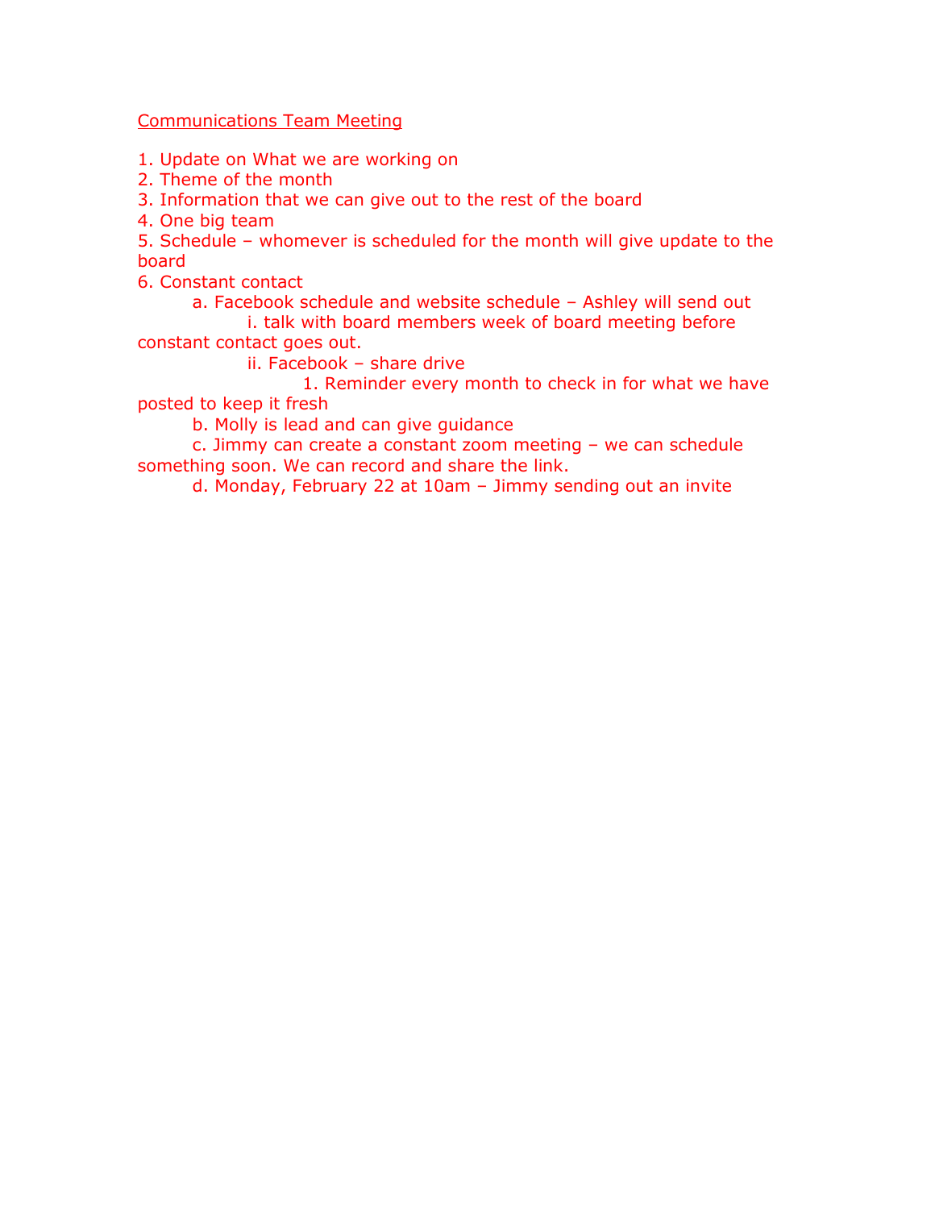Communications Team Meeting

1. Update on What we are working on
2. Theme of the month
3. Information that we can give out to the rest of the board
4. One big team
5. Schedule – whomever is scheduled for the month will give update to the board
6. Constant contact
    a. Facebook schedule and website schedule – Ashley will send out
        i. talk with board members week of board meeting before constant contact goes out.
        ii. Facebook – share drive
            1. Reminder every month to check in for what we have posted to keep it fresh
    b. Molly is lead and can give guidance
    c. Jimmy can create a constant zoom meeting – we can schedule something soon. We can record and share the link.
    d. Monday, February 22 at 10am – Jimmy sending out an invite